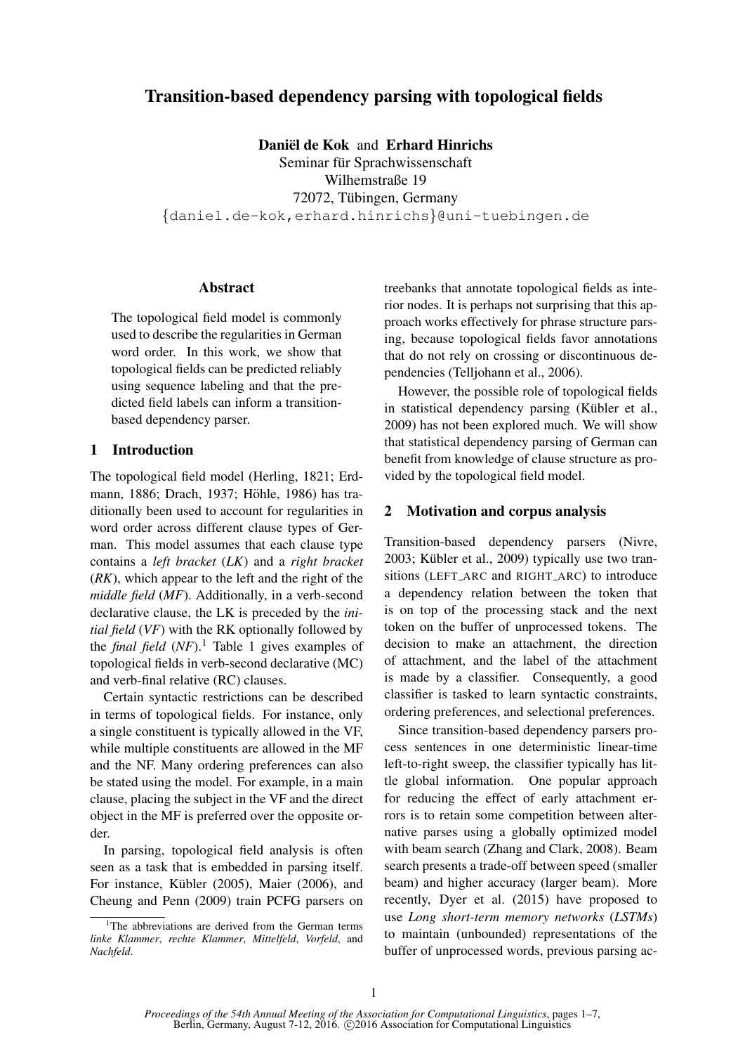# Transition-based dependency parsing with topological fields

**Daniël de Kok** and **Erhard Hinrichs**
Seminar für Sprachwissenschaft
Wilhemstraße 19
72072, Tübingen, Germany
{daniel.de-kok,erhard.hinrichs}@uni-tuebingen.de

## Abstract

The topological field model is commonly used to describe the regularities in German word order. In this work, we show that topological fields can be predicted reliably using sequence labeling and that the predicted field labels can inform a transition-based dependency parser.

## 1 Introduction

The topological field model (Herling, 1821; Erdmann, 1886; Drach, 1937; Höhle, 1986) has traditionally been used to account for regularities in word order across different clause types of German. This model assumes that each clause type contains a *left bracket* (*LK*) and a *right bracket* (*RK*), which appear to the left and the right of the *middle field* (*MF*). Additionally, in a verb-second declarative clause, the LK is preceded by the *initial field* (*VF*) with the RK optionally followed by the *final field* (*NF*).[1] Table 1 gives examples of topological fields in verb-second declarative (MC) and verb-final relative (RC) clauses.

Certain syntactic restrictions can be described in terms of topological fields. For instance, only a single constituent is typically allowed in the VF, while multiple constituents are allowed in the MF and the NF. Many ordering preferences can also be stated using the model. For example, in a main clause, placing the subject in the VF and the direct object in the MF is preferred over the opposite order.

In parsing, topological field analysis is often seen as a task that is embedded in parsing itself. For instance, Kübler (2005), Maier (2006), and Cheung and Penn (2009) train PCFG parsers on treebanks that annotate topological fields as interior nodes. It is perhaps not surprising that this approach works effectively for phrase structure parsing, because topological fields favor annotations that do not rely on crossing or discontinuous dependencies (Telljohann et al., 2006).

However, the possible role of topological fields in statistical dependency parsing (Kübler et al., 2009) has not been explored much. We will show that statistical dependency parsing of German can benefit from knowledge of clause structure as provided by the topological field model.

## 2 Motivation and corpus analysis

Transition-based dependency parsers (Nivre, 2003; Kübler et al., 2009) typically use two transitions (LEFT_ARC and RIGHT_ARC) to introduce a dependency relation between the token that is on top of the processing stack and the next token on the buffer of unprocessed tokens. The decision to make an attachment, the direction of attachment, and the label of the attachment is made by a classifier. Consequently, a good classifier is tasked to learn syntactic constraints, ordering preferences, and selectional preferences.

Since transition-based dependency parsers process sentences in one deterministic linear-time left-to-right sweep, the classifier typically has little global information. One popular approach for reducing the effect of early attachment errors is to retain some competition between alternative parses using a globally optimized model with beam search (Zhang and Clark, 2008). Beam search presents a trade-off between speed (smaller beam) and higher accuracy (larger beam). More recently, Dyer et al. (2015) have proposed to use *Long short-term memory networks* (*LSTMs*) to maintain (unbounded) representations of the buffer of unprocessed words, previous parsing ac-

[1] The abbreviations are derived from the German terms *linke Klammer*, *rechte Klammer*, *Mittelfeld*, *Vorfeld*, and *Nachfeld*.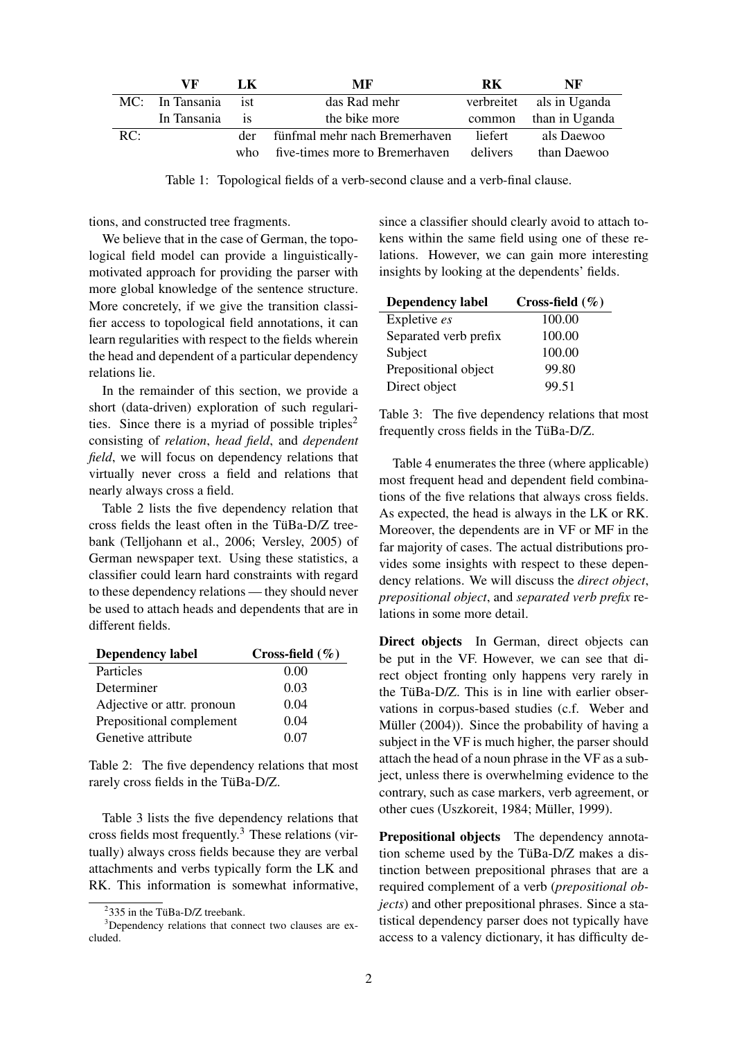|  | VF | LK | MF | RK | NF |
|---|---|---|---|---|---|
| MC: | In Tansania | ist | das Rad mehr | verbreitet | als in Uganda |
|  | In Tansania | is | the bike more | common | than in Uganda |
| RC: |  | der | fünfmal mehr nach Bremerhaven | liefert | als Daewoo |
|  |  | who | five-times more to Bremerhaven | delivers | than Daewoo |

Table 1: Topological fields of a verb-second clause and a verb-final clause.

tions, and constructed tree fragments.

We believe that in the case of German, the topological field model can provide a linguistically-motivated approach for providing the parser with more global knowledge of the sentence structure. More concretely, if we give the transition classifier access to topological field annotations, it can learn regularities with respect to the fields wherein the head and dependent of a particular dependency relations lie.

In the remainder of this section, we provide a short (data-driven) exploration of such regularities. Since there is a myriad of possible triples[2] consisting of *relation*, *head field*, and *dependent field*, we will focus on dependency relations that virtually never cross a field and relations that nearly always cross a field.

Table 2 lists the five dependency relation that cross fields the least often in the TüBa-D/Z treebank (Telljohann et al., 2006; Versley, 2005) of German newspaper text. Using these statistics, a classifier could learn hard constraints with regard to these dependency relations — they should never be used to attach heads and dependents that are in different fields.

| Dependency label | Cross-field (%) |
|---|---|
| Particles | 0.00 |
| Determiner | 0.03 |
| Adjective or attr. pronoun | 0.04 |
| Prepositional complement | 0.04 |
| Genetive attribute | 0.07 |

Table 2: The five dependency relations that most rarely cross fields in the TüBa-D/Z.

Table 3 lists the five dependency relations that cross fields most frequently.[3] These relations (virtually) always cross fields because they are verbal attachments and verbs typically form the LK and RK. This information is somewhat informative, since a classifier should clearly avoid to attach tokens within the same field using one of these relations. However, we can gain more interesting insights by looking at the dependents' fields.

| Dependency label | Cross-field (%) |
|---|---|
| Expletive *es* | 100.00 |
| Separated verb prefix | 100.00 |
| Subject | 100.00 |
| Prepositional object | 99.80 |
| Direct object | 99.51 |

Table 3: The five dependency relations that most frequently cross fields in the TüBa-D/Z.

Table 4 enumerates the three (where applicable) most frequent head and dependent field combinations of the five relations that always cross fields. As expected, the head is always in the LK or RK. Moreover, the dependents are in VF or MF in the far majority of cases. The actual distributions provides some insights with respect to these dependency relations. We will discuss the *direct object*, *prepositional object*, and *separated verb prefix* relations in some more detail.

**Direct objects** In German, direct objects can be put in the VF. However, we can see that direct object fronting only happens very rarely in the TüBa-D/Z. This is in line with earlier observations in corpus-based studies (c.f. Weber and Müller (2004)). Since the probability of having a subject in the VF is much higher, the parser should attach the head of a noun phrase in the VF as a subject, unless there is overwhelming evidence to the contrary, such as case markers, verb agreement, or other cues (Uszkoreit, 1984; Müller, 1999).

**Prepositional objects** The dependency annotation scheme used by the TüBa-D/Z makes a distinction between prepositional phrases that are a required complement of a verb (*prepositional objects*) and other prepositional phrases. Since a statistical dependency parser does not typically have access to a valency dictionary, it has difficulty de-

[2] 335 in the TüBa-D/Z treebank.

[3] Dependency relations that connect two clauses are excluded.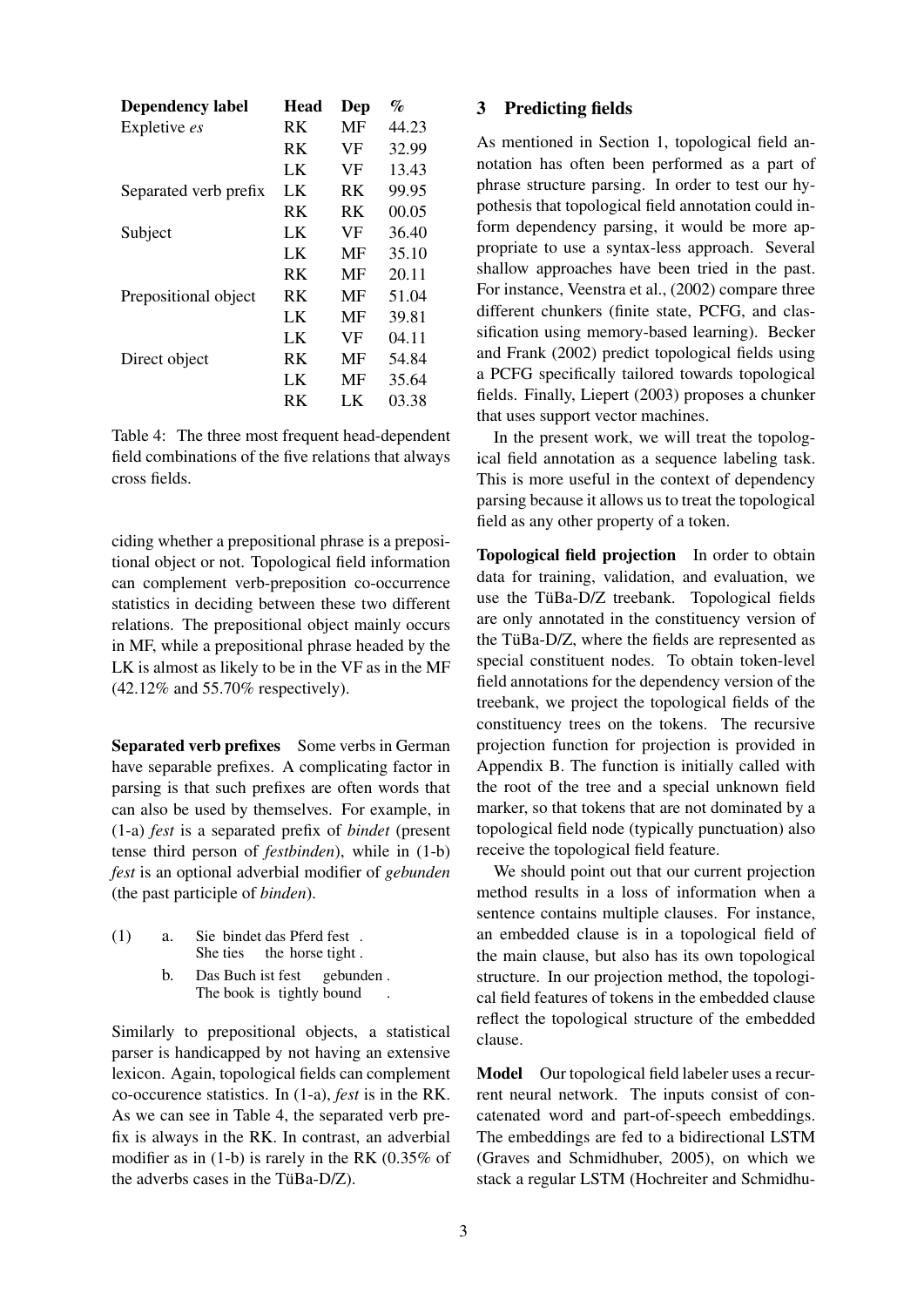| Dependency label | Head | Dep | % |
|---|---|---|---|
| Expletive *es* | RK | MF | 44.23 |
| | RK | VF | 32.99 |
| | LK | VF | 13.43 |
| Separated verb prefix | LK | RK | 99.95 |
| | RK | RK | 00.05 |
| Subject | LK | VF | 36.40 |
| | LK | MF | 35.10 |
| | RK | MF | 20.11 |
| Prepositional object | RK | MF | 51.04 |
| | LK | MF | 39.81 |
| | LK | VF | 04.11 |
| Direct object | RK | MF | 54.84 |
| | LK | MF | 35.64 |
| | RK | LK | 03.38 |

Table 4: The three most frequent head-dependent field combinations of the five relations that always cross fields.

ciding whether a prepositional phrase is a prepositional object or not. Topological field information can complement verb-preposition co-occurrence statistics in deciding between these two different relations. The prepositional object mainly occurs in MF, while a prepositional phrase headed by the LK is almost as likely to be in the VF as in the MF (42.12% and 55.70% respectively).

**Separated verb prefixes** Some verbs in German have separable prefixes. A complicating factor in parsing is that such prefixes are often words that can also be used by themselves. For example, in (1-a) *fest* is a separated prefix of *bindet* (present tense third person of *festbinden*), while in (1-b) *fest* is an optional adverbial modifier of *gebunden* (the past participle of *binden*).

(1) a. Sie bindet das Pferd fest .
She ties the horse tight .

b. Das Buch ist fest gebunden .
The book is tightly bound .

Similarly to prepositional objects, a statistical parser is handicapped by not having an extensive lexicon. Again, topological fields can complement co-occurence statistics. In (1-a), *fest* is in the RK. As we can see in Table 4, the separated verb prefix is always in the RK. In contrast, an adverbial modifier as in (1-b) is rarely in the RK (0.35% of the adverbs cases in the TüBa-D/Z).

## 3 Predicting fields

As mentioned in Section 1, topological field annotation has often been performed as a part of phrase structure parsing. In order to test our hypothesis that topological field annotation could inform dependency parsing, it would be more appropriate to use a syntax-less approach. Several shallow approaches have been tried in the past. For instance, Veenstra et al., (2002) compare three different chunkers (finite state, PCFG, and classification using memory-based learning). Becker and Frank (2002) predict topological fields using a PCFG specifically tailored towards topological fields. Finally, Liepert (2003) proposes a chunker that uses support vector machines.

In the present work, we will treat the topological field annotation as a sequence labeling task. This is more useful in the context of dependency parsing because it allows us to treat the topological field as any other property of a token.

**Topological field projection** In order to obtain data for training, validation, and evaluation, we use the TüBa-D/Z treebank. Topological fields are only annotated in the constituency version of the TüBa-D/Z, where the fields are represented as special constituent nodes. To obtain token-level field annotations for the dependency version of the treebank, we project the topological fields of the constituency trees on the tokens. The recursive projection function for projection is provided in Appendix B. The function is initially called with the root of the tree and a special unknown field marker, so that tokens that are not dominated by a topological field node (typically punctuation) also receive the topological field feature.

We should point out that our current projection method results in a loss of information when a sentence contains multiple clauses. For instance, an embedded clause is in a topological field of the main clause, but also has its own topological structure. In our projection method, the topological field features of tokens in the embedded clause reflect the topological structure of the embedded clause.

**Model** Our topological field labeler uses a recurrent neural network. The inputs consist of concatenated word and part-of-speech embeddings. The embeddings are fed to a bidirectional LSTM (Graves and Schmidhuber, 2005), on which we stack a regular LSTM (Hochreiter and Schmidhu-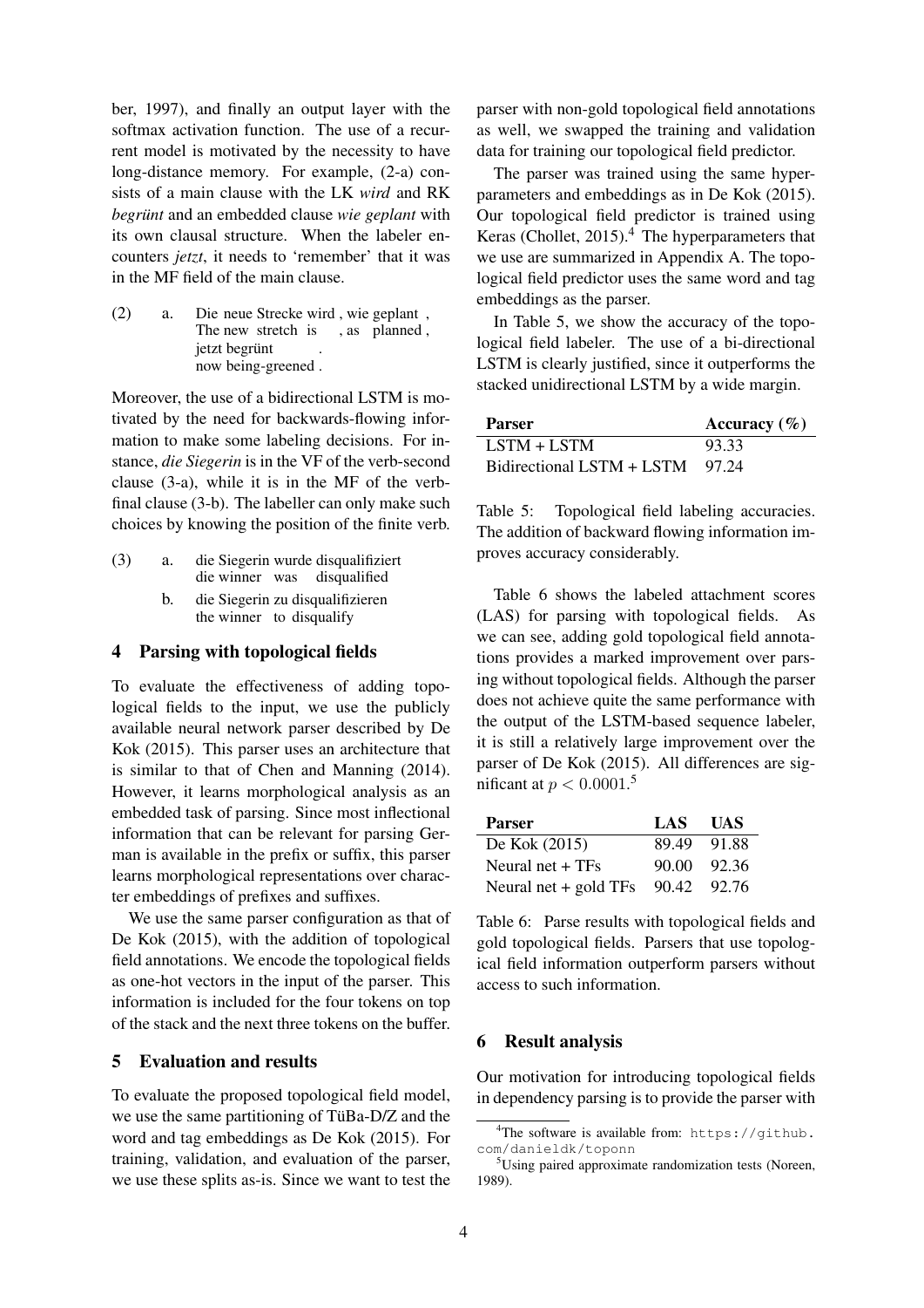ber, 1997), and finally an output layer with the softmax activation function. The use of a recurrent model is motivated by the necessity to have long-distance memory. For example, (2-a) consists of a main clause with the LK *wird* and RK *begrünt* and an embedded clause *wie geplant* with its own clausal structure. When the labeler encounters *jetzt*, it needs to 'remember' that it was in the MF field of the main clause.

(2) a. Die neue Strecke wird , wie geplant , jetzt begrünt .
The new stretch is , as planned , now being-greened .

Moreover, the use of a bidirectional LSTM is motivated by the need for backwards-flowing information to make some labeling decisions. For instance, *die Siegerin* is in the VF of the verb-second clause (3-a), while it is in the MF of the verb-final clause (3-b). The labeller can only make such choices by knowing the position of the finite verb.

(3) a. die Siegerin wurde disqualifiziert
die winner was disqualified

b. die Siegerin zu disqualifizieren
the winner to disqualify

## 4 Parsing with topological fields

To evaluate the effectiveness of adding topological fields to the input, we use the publicly available neural network parser described by De Kok (2015). This parser uses an architecture that is similar to that of Chen and Manning (2014). However, it learns morphological analysis as an embedded task of parsing. Since most inflectional information that can be relevant for parsing German is available in the prefix or suffix, this parser learns morphological representations over character embeddings of prefixes and suffixes.

We use the same parser configuration as that of De Kok (2015), with the addition of topological field annotations. We encode the topological fields as one-hot vectors in the input of the parser. This information is included for the four tokens on top of the stack and the next three tokens on the buffer.

## 5 Evaluation and results

To evaluate the proposed topological field model, we use the same partitioning of TüBa-D/Z and the word and tag embeddings as De Kok (2015). For training, validation, and evaluation of the parser, we use these splits as-is. Since we want to test the parser with non-gold topological field annotations as well, we swapped the training and validation data for training our topological field predictor.

The parser was trained using the same hyperparameters and embeddings as in De Kok (2015). Our topological field predictor is trained using Keras (Chollet, 2015).[4] The hyperparameters that we use are summarized in Appendix A. The topological field predictor uses the same word and tag embeddings as the parser.

In Table 5, we show the accuracy of the topological field labeler. The use of a bi-directional LSTM is clearly justified, since it outperforms the stacked unidirectional LSTM by a wide margin.

| Parser | Accuracy (%) |
|---|---|
| LSTM + LSTM | 93.33 |
| Bidirectional LSTM + LSTM | 97.24 |

Table 5: Topological field labeling accuracies. The addition of backward flowing information improves accuracy considerably.

Table 6 shows the labeled attachment scores (LAS) for parsing with topological fields. As we can see, adding gold topological field annotations provides a marked improvement over parsing without topological fields. Although the parser does not achieve quite the same performance with the output of the LSTM-based sequence labeler, it is still a relatively large improvement over the parser of De Kok (2015). All differences are significant at $p < 0.0001$.[5]

| Parser | LAS | UAS |
|---|---|---|
| De Kok (2015) | 89.49 | 91.88 |
| Neural net + TFs | 90.00 | 92.36 |
| Neural net + gold TFs | 90.42 | 92.76 |

Table 6: Parse results with topological fields and gold topological fields. Parsers that use topological field information outperform parsers without access to such information.

## 6 Result analysis

Our motivation for introducing topological fields in dependency parsing is to provide the parser with

[4] The software is available from: https://github.com/danieldk/toponn

[5] Using paired approximate randomization tests (Noreen, 1989).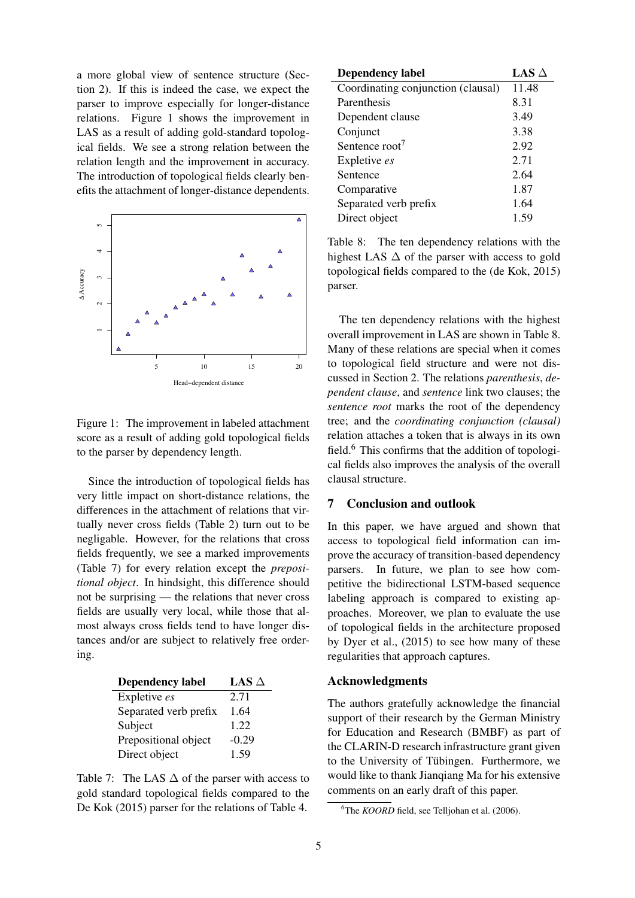a more global view of sentence structure (Section 2). If this is indeed the case, we expect the parser to improve especially for longer-distance relations. Figure 1 shows the improvement in LAS as a result of adding gold-standard topological fields. We see a strong relation between the relation length and the improvement in accuracy. The introduction of topological fields clearly benefits the attachment of longer-distance dependents.

Figure 1: The improvement in labeled attachment score as a result of adding gold topological fields to the parser by dependency length.

Since the introduction of topological fields has very little impact on short-distance relations, the differences in the attachment of relations that virtually never cross fields (Table 2) turn out to be negligable. However, for the relations that cross fields frequently, we see a marked improvements (Table 7) for every relation except the *prepositional object*. In hindsight, this difference should not be surprising — the relations that never cross fields are usually very local, while those that almost always cross fields tend to have longer distances and/or are subject to relatively free ordering.

| Dependency label | LAS Δ |
|---|---|
| Expletive *es* | 2.71 |
| Separated verb prefix | 1.64 |
| Subject | 1.22 |
| Prepositional object | -0.29 |
| Direct object | 1.59 |

Table 7: The LAS Δ of the parser with access to gold standard topological fields compared to the De Kok (2015) parser for the relations of Table 4.

| Dependency label | LAS Δ |
|---|---|
| Coordinating conjunction (clausal) | 11.48 |
| Parenthesis | 8.31 |
| Dependent clause | 3.49 |
| Conjunct | 3.38 |
| Sentence root[7] | 2.92 |
| Expletive *es* | 2.71 |
| Sentence | 2.64 |
| Comparative | 1.87 |
| Separated verb prefix | 1.64 |
| Direct object | 1.59 |

Table 8: The ten dependency relations with the highest LAS Δ of the parser with access to gold topological fields compared to the (de Kok, 2015) parser.

The ten dependency relations with the highest overall improvement in LAS are shown in Table 8. Many of these relations are special when it comes to topological field structure and were not discussed in Section 2. The relations *parenthesis*, *dependent clause*, and *sentence* link two clauses; the *sentence root* marks the root of the dependency tree; and the *coordinating conjunction (clausal)* relation attaches a token that is always in its own field.[6] This confirms that the addition of topological fields also improves the analysis of the overall clausal structure.

## 7 Conclusion and outlook

In this paper, we have argued and shown that access to topological field information can improve the accuracy of transition-based dependency parsers. In future, we plan to see how competitive the bidirectional LSTM-based sequence labeling approach is compared to existing approaches. Moreover, we plan to evaluate the use of topological fields in the architecture proposed by Dyer et al., (2015) to see how many of these regularities that approach captures.

### Acknowledgments

The authors gratefully acknowledge the financial support of their research by the German Ministry for Education and Research (BMBF) as part of the CLARIN-D research infrastructure grant given to the University of Tübingen. Furthermore, we would like to thank Jianqiang Ma for his extensive comments on an early draft of this paper.

[6] The *KOORD* field, see Telljohan et al. (2006).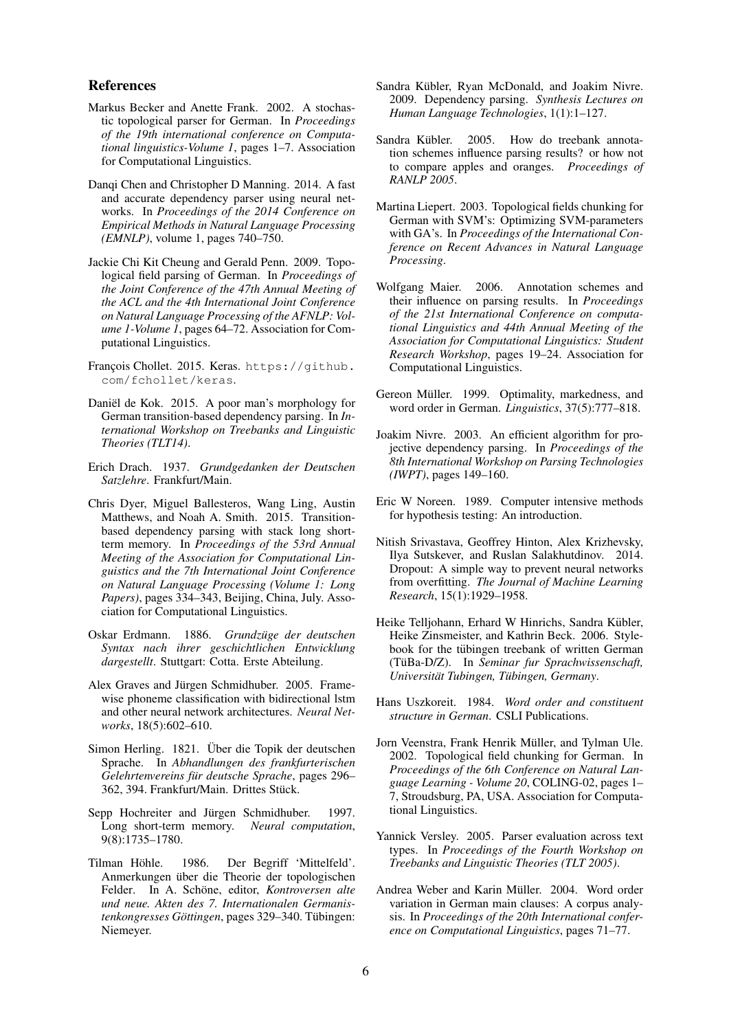## References

Markus Becker and Anette Frank. 2002. A stochastic topological parser for German. In *Proceedings of the 19th international conference on Computational linguistics-Volume 1*, pages 1–7. Association for Computational Linguistics.

Danqi Chen and Christopher D Manning. 2014. A fast and accurate dependency parser using neural networks. In *Proceedings of the 2014 Conference on Empirical Methods in Natural Language Processing (EMNLP)*, volume 1, pages 740–750.

Jackie Chi Kit Cheung and Gerald Penn. 2009. Topological field parsing of German. In *Proceedings of the Joint Conference of the 47th Annual Meeting of the ACL and the 4th International Joint Conference on Natural Language Processing of the AFNLP: Volume 1-Volume 1*, pages 64–72. Association for Computational Linguistics.

François Chollet. 2015. Keras. https://github.com/fchollet/keras.

Daniël de Kok. 2015. A poor man's morphology for German transition-based dependency parsing. In *International Workshop on Treebanks and Linguistic Theories (TLT14)*.

Erich Drach. 1937. *Grundgedanken der Deutschen Satzlehre*. Frankfurt/Main.

Chris Dyer, Miguel Ballesteros, Wang Ling, Austin Matthews, and Noah A. Smith. 2015. Transition-based dependency parsing with stack long short-term memory. In *Proceedings of the 53rd Annual Meeting of the Association for Computational Linguistics and the 7th International Joint Conference on Natural Language Processing (Volume 1: Long Papers)*, pages 334–343, Beijing, China, July. Association for Computational Linguistics.

Oskar Erdmann. 1886. *Grundzüge der deutschen Syntax nach ihrer geschichtlichen Entwicklung dargestellt*. Stuttgart: Cotta. Erste Abteilung.

Alex Graves and Jürgen Schmidhuber. 2005. Framewise phoneme classification with bidirectional lstm and other neural network architectures. *Neural Networks*, 18(5):602–610.

Simon Herling. 1821. Über die Topik der deutschen Sprache. In *Abhandlungen des frankfurterischen Gelehrtenvereins für deutsche Sprache*, pages 296–362, 394. Frankfurt/Main. Drittes Stück.

Sepp Hochreiter and Jürgen Schmidhuber. 1997. Long short-term memory. *Neural computation*, 9(8):1735–1780.

Tilman Höhle. 1986. Der Begriff 'Mittelfeld'. Anmerkungen über die Theorie der topologischen Felder. In A. Schöne, editor, *Kontroversen alte und neue. Akten des 7. Internationalen Germanistenkongresses Göttingen*, pages 329–340. Tübingen: Niemeyer.

Sandra Kübler, Ryan McDonald, and Joakim Nivre. 2009. Dependency parsing. *Synthesis Lectures on Human Language Technologies*, 1(1):1–127.

Sandra Kübler. 2005. How do treebank annotation schemes influence parsing results? or how not to compare apples and oranges. *Proceedings of RANLP 2005*.

Martina Liepert. 2003. Topological fields chunking for German with SVM's: Optimizing SVM-parameters with GA's. In *Proceedings of the International Conference on Recent Advances in Natural Language Processing*.

Wolfgang Maier. 2006. Annotation schemes and their influence on parsing results. In *Proceedings of the 21st International Conference on computational Linguistics and 44th Annual Meeting of the Association for Computational Linguistics: Student Research Workshop*, pages 19–24. Association for Computational Linguistics.

Gereon Müller. 1999. Optimality, markedness, and word order in German. *Linguistics*, 37(5):777–818.

Joakim Nivre. 2003. An efficient algorithm for projective dependency parsing. In *Proceedings of the 8th International Workshop on Parsing Technologies (IWPT)*, pages 149–160.

Eric W Noreen. 1989. Computer intensive methods for hypothesis testing: An introduction.

Nitish Srivastava, Geoffrey Hinton, Alex Krizhevsky, Ilya Sutskever, and Ruslan Salakhutdinov. 2014. Dropout: A simple way to prevent neural networks from overfitting. *The Journal of Machine Learning Research*, 15(1):1929–1958.

Heike Telljohann, Erhard W Hinrichs, Sandra Kübler, Heike Zinsmeister, and Kathrin Beck. 2006. Stylebook for the tübingen treebank of written German (TüBa-D/Z). In *Seminar fur Sprachwissenschaft, Universität Tubingen, Tübingen, Germany*.

Hans Uszkoreit. 1984. *Word order and constituent structure in German*. CSLI Publications.

Jorn Veenstra, Frank Henrik Müller, and Tylman Ule. 2002. Topological field chunking for German. In *Proceedings of the 6th Conference on Natural Language Learning - Volume 20*, COLING-02, pages 1–7, Stroudsburg, PA, USA. Association for Computational Linguistics.

Yannick Versley. 2005. Parser evaluation across text types. In *Proceedings of the Fourth Workshop on Treebanks and Linguistic Theories (TLT 2005)*.

Andrea Weber and Karin Müller. 2004. Word order variation in German main clauses: A corpus analysis. In *Proceedings of the 20th International conference on Computational Linguistics*, pages 71–77.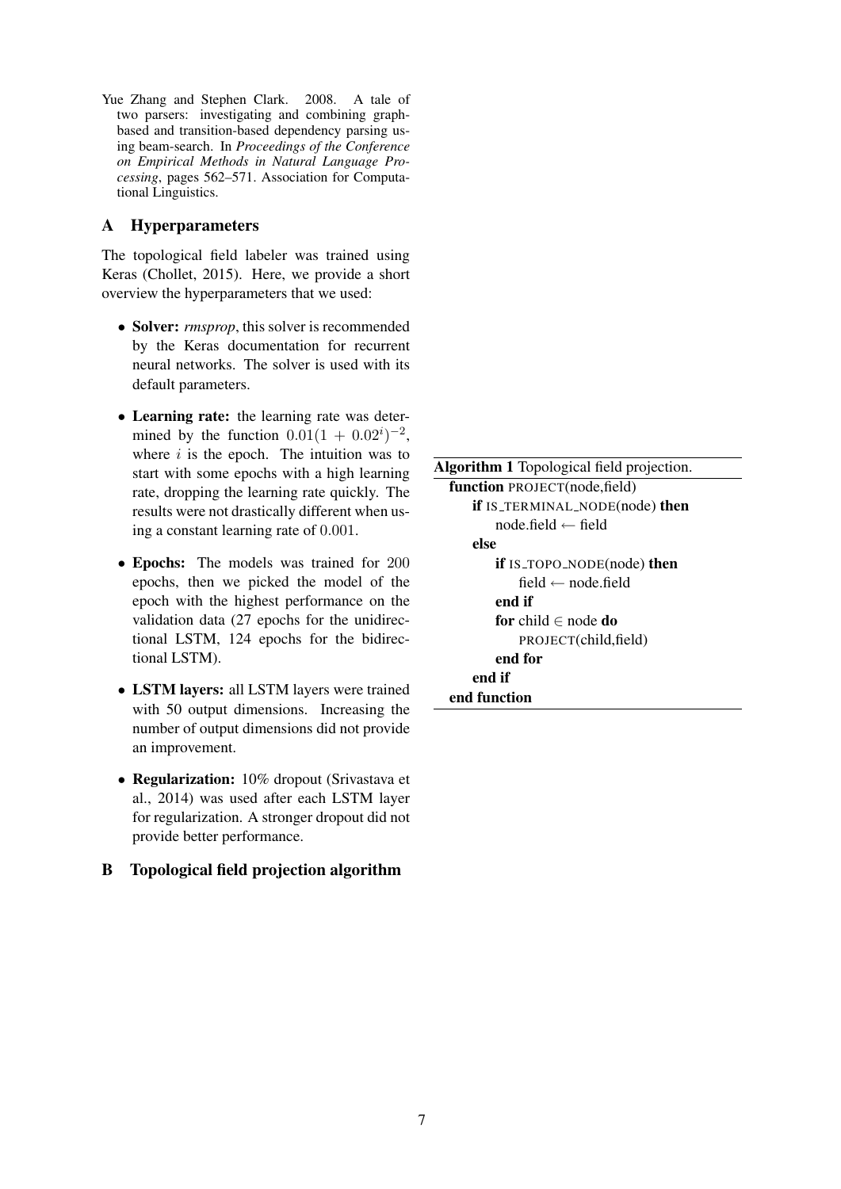Yue Zhang and Stephen Clark. 2008. A tale of two parsers: investigating and combining graph-based and transition-based dependency parsing using beam-search. In *Proceedings of the Conference on Empirical Methods in Natural Language Processing*, pages 562–571. Association for Computational Linguistics.

## A Hyperparameters

The topological field labeler was trained using Keras (Chollet, 2015). Here, we provide a short overview the hyperparameters that we used:

- **Solver:** *rmsprop*, this solver is recommended by the Keras documentation for recurrent neural networks. The solver is used with its default parameters.
- **Learning rate:** the learning rate was determined by the function $0.01(1 + 0.02^i)^{-2}$, where $i$ is the epoch. The intuition was to start with some epochs with a high learning rate, dropping the learning rate quickly. The results were not drastically different when using a constant learning rate of $0.001$.
- **Epochs:** The models was trained for $200$ epochs, then we picked the model of the epoch with the highest performance on the validation data (27 epochs for the unidirectional LSTM, 124 epochs for the bidirectional LSTM).
- **LSTM layers:** all LSTM layers were trained with 50 output dimensions. Increasing the number of output dimensions did not provide an improvement.
- **Regularization:** 10% dropout (Srivastava et al., 2014) was used after each LSTM layer for regularization. A stronger dropout did not provide better performance.

## B Topological field projection algorithm

**Algorithm 1** Topological field projection.

```
function PROJECT(node,field)
    if IS_TERMINAL_NODE(node) then
        node.field ← field
    else
        if IS_TOPO_NODE(node) then
            field ← node.field
        end if
        for child ∈ node do
            PROJECT(child,field)
        end for
    end if
end function
```